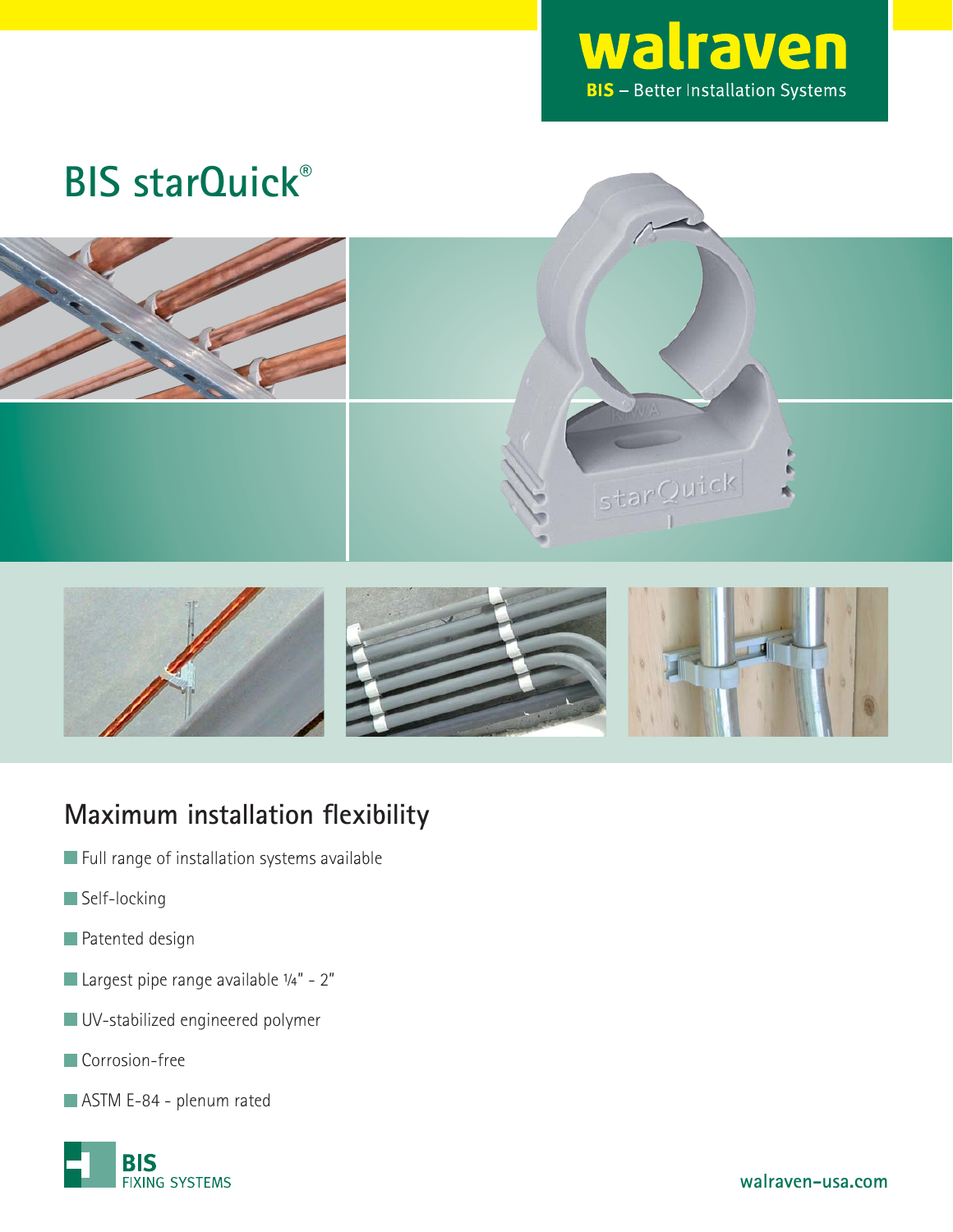walraven

BIS – Better Installation Systems

# BIS starQuick®

## Maximum installation flexibility

- Full range of installation systems available
- Self-locking
- Patented design
- Largest pipe range available ¼" - 2"
- UV-stabilized engineered polymer
- Corrosion-free
- ASTM E-84 - plenum rated

BIS FIXING SYSTEMS

walraven-usa.com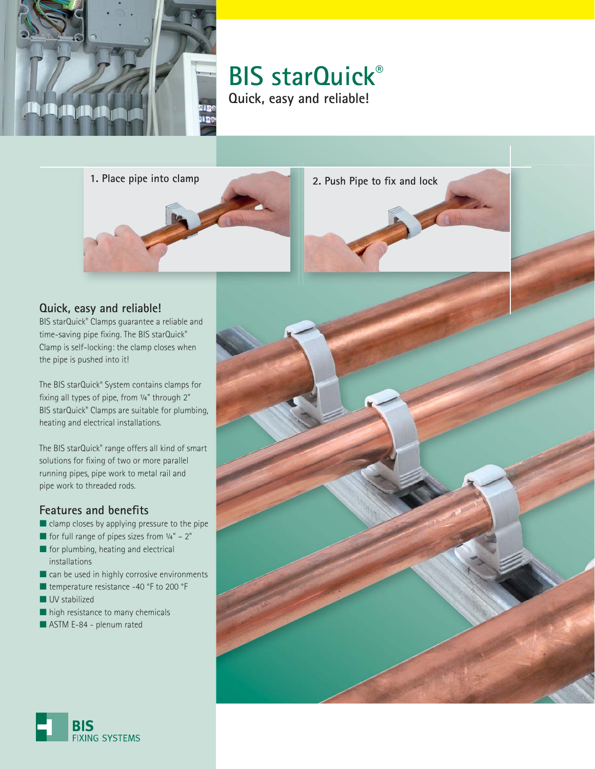# BIS starQuick®

**Quick, easy and reliable!**

**1.** Place pipe into clamp

**2.** Push Pipe to fix and lock

## Quick, easy and reliable!

BIS starQuick® Clamps guarantee a reliable and time-saving pipe fixing. The BIS starQuick® Clamp is self-locking: the clamp closes when the pipe is pushed into it!

The BIS starQuick® System contains clamps for fixing all types of pipe, from ¼" through 2" BIS starQuick® Clamps are suitable for plumbing, heating and electrical installations.

The BIS starQuick® range offers all kind of smart solutions for fixing of two or more parallel running pipes, pipe work to metal rail and pipe work to threaded rods.

## Features and benefits

- clamp closes by applying pressure to the pipe
- for full range of pipes sizes from ¼" – 2"
- for plumbing, heating and electrical installations
- can be used in highly corrosive environments
- temperature resistance -40 °F to 200 °F
- UV stabilized
- high resistance to many chemicals
- ASTM E-84 - plenum rated

BIS FIXING SYSTEMS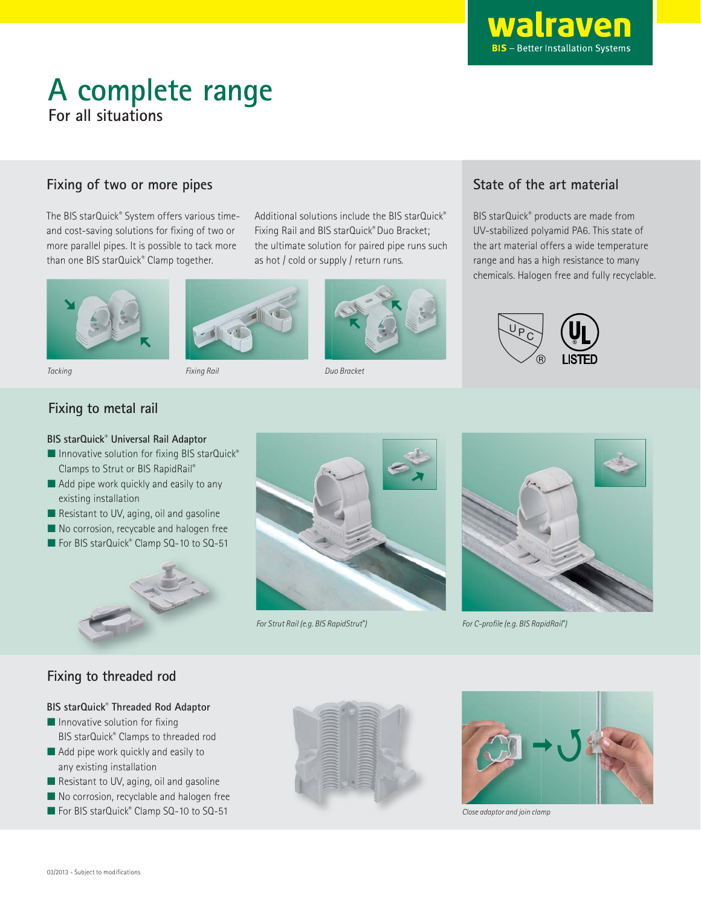# A complete range

For all situations

## Fixing of two or more pipes

The BIS starQuick® System offers various time- and cost-saving solutions for fixing of two or more parallel pipes. It is possible to tack more than one BIS starQuick® Clamp together.

Additional solutions include the BIS starQuick® Fixing Rail and BIS starQuick® Duo Bracket; the ultimate solution for paired pipe runs such as hot / cold or supply / return runs.

*Tacking*

*Fixing Rail*

*Duo Bracket*

## State of the art material

BIS starQuick® products are made from UV-stabilized polyamid PA6. This state of the art material offers a wide temperature range and has a high resistance to many chemicals. Halogen free and fully recyclable.

## Fixing to metal rail

**BIS starQuick® Universal Rail Adaptor**

- Innovative solution for fixing BIS starQuick® Clamps to Strut or BIS RapidRail®
- Add pipe work quickly and easily to any existing installation
- Resistant to UV, aging, oil and gasoline
- No corrosion, recyclable and halogen free
- For BIS starQuick® Clamp SQ-10 to SQ-51

*For Strut Rail (e.g. BIS RapidStrut®)*

*For C-profile (e.g. BIS RapidRail®)*

## Fixing to threaded rod

**BIS starQuick® Threaded Rod Adaptor**

- Innovative solution for fixing BIS starQuick® Clamps to threaded rod
- Add pipe work quickly and easily to any existing installation
- Resistant to UV, aging, oil and gasoline
- No corrosion, recyclable and halogen free
- For BIS starQuick® Clamp SQ-10 to SQ-51

*Close adaptor and join clamp*

03/2013 - Subject to modifications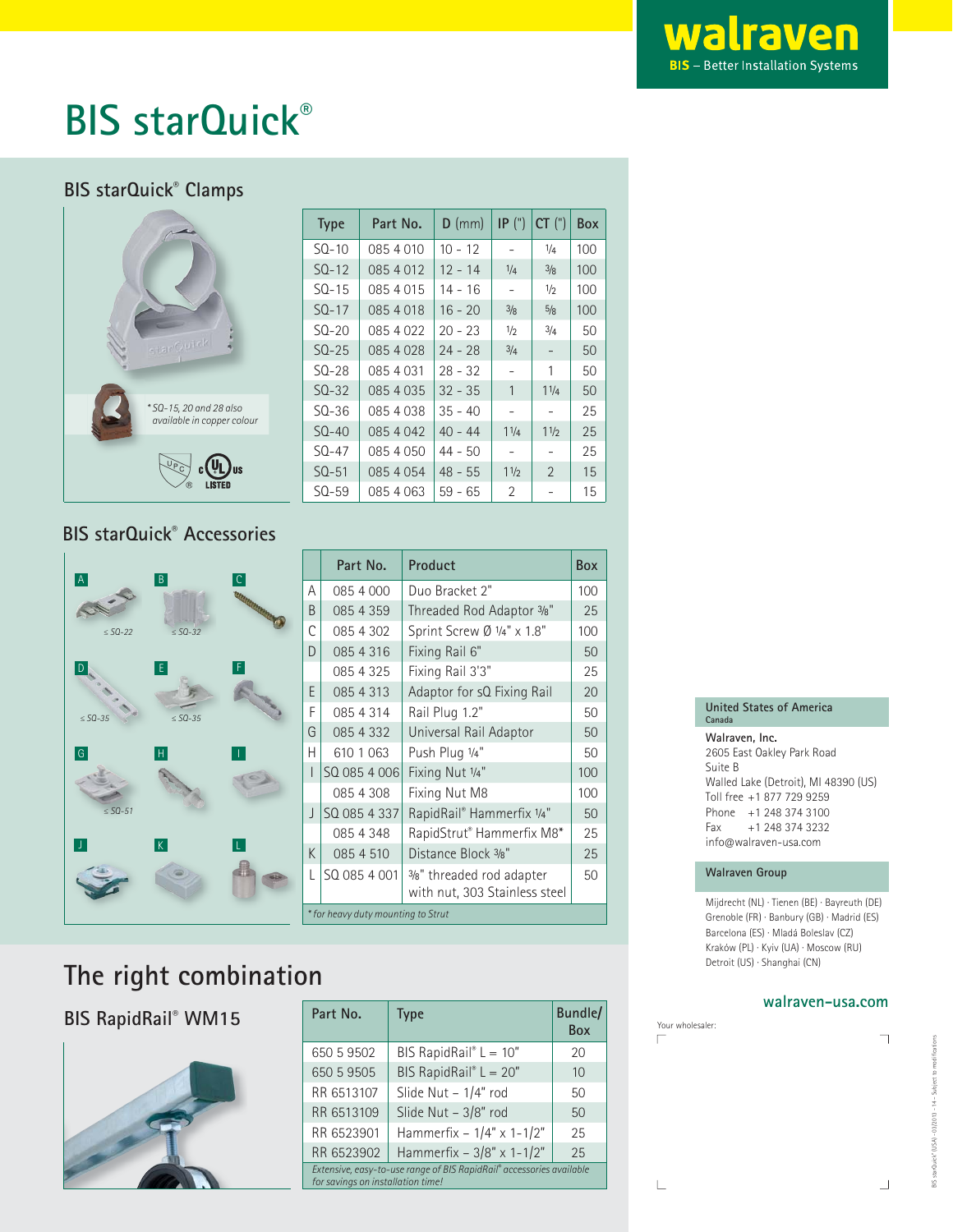walraven

BIS – Better Installation Systems

# BIS starQuick®

## BIS starQuick® Clamps

*SQ-15, 20 and 28 also available in copper colour

| Type | Part No. | D (mm) | IP (") | CT (") | Box |
|---|---|---|---|---|---|
| SQ-10 | 085 4 010 | 10 - 12 | – | 1/4 | 100 |
| SQ-12 | 085 4 012 | 12 - 14 | 1/4 | 3/8 | 100 |
| SQ-15 | 085 4 015 | 14 - 16 | – | 1/2 | 100 |
| SQ-17 | 085 4 018 | 16 - 20 | 3/8 | 5/8 | 100 |
| SQ-20 | 085 4 022 | 20 - 23 | 1/2 | 3/4 | 50 |
| SQ-25 | 085 4 028 | 24 - 28 | 3/4 | – | 50 |
| SQ-28 | 085 4 031 | 28 - 32 | – | 1 | 50 |
| SQ-32 | 085 4 035 | 32 - 35 | 1 | 1 1/4 | 50 |
| SQ-36 | 085 4 038 | 35 - 40 | – | – | 25 |
| SQ-40 | 085 4 042 | 40 - 44 | 1 1/4 | 1 1/2 | 25 |
| SQ-47 | 085 4 050 | 44 - 50 | – | – | 25 |
| SQ-51 | 085 4 054 | 48 - 55 | 1 1/2 | 2 | 15 |
| SQ-59 | 085 4 063 | 59 - 65 | 2 | – | 15 |

## BIS starQuick® Accessories

A ≤ SQ-22 · B ≤ SQ-32 · C · D ≤ SQ-35 · E ≤ SQ-35 · F · G ≤ SQ-51 · H · I · J · K · L

| | Part No. | Product | Box |
|---|---|---|---|
| A | 085 4 000 | Duo Bracket 2" | 100 |
| B | 085 4 359 | Threaded Rod Adaptor 3/8" | 25 |
| C | 085 4 302 | Sprint Screw Ø 1/4" x 1.8" | 100 |
| D | 085 4 316 | Fixing Rail 6" | 50 |
| | 085 4 325 | Fixing Rail 3'3" | 25 |
| E | 085 4 313 | Adaptor for sQ Fixing Rail | 20 |
| F | 085 4 314 | Rail Plug 1.2" | 50 |
| G | 085 4 332 | Universal Rail Adaptor | 50 |
| H | 610 1 063 | Push Plug 1/4" | 50 |
| I | SQ 085 4 006 | Fixing Nut 1/4" | 100 |
| | 085 4 308 | Fixing Nut M8 | 100 |
| J | SQ 085 4 337 | RapidRail® Hammerfix 1/4" | 50 |
| | 085 4 348 | RapidStrut® Hammerfix M8* | 25 |
| K | 085 4 510 | Distance Block 3/8" | 25 |
| L | SQ 085 4 001 | 3/8" threaded rod adapter with nut, 303 Stainless steel | 50 |

* for heavy duty mounting to Strut

# The right combination

## BIS RapidRail® WM15

| Part No. | Type | Bundle/ Box |
|---|---|---|
| 650 5 9502 | BIS RapidRail® L = 10" | 20 |
| 650 5 9505 | BIS RapidRail® L = 20" | 10 |
| RR 6513107 | Slide Nut – 1/4" rod | 50 |
| RR 6513109 | Slide Nut – 3/8" rod | 50 |
| RR 6523901 | Hammerfix – 1/4" x 1-1/2" | 25 |
| RR 6523902 | Hammerfix – 3/8" x 1-1/2" | 25 |

*Extensive, easy-to-use range of BIS RapidRail® accessories available for savings on installation time!*

**United States of America**
Canada

Walraven, Inc.
2605 East Oakley Park Road
Suite B
Walled Lake (Detroit), MI 48390 (US)
Toll free +1 877 729 9259
Phone +1 248 374 3100
Fax +1 248 374 3232
info@walraven-usa.com

**Walraven Group**

Mijdrecht (NL) · Tienen (BE) · Bayreuth (DE)
Grenoble (FR) · Banbury (GB) · Madrid (ES)
Barcelona (ES) · Mladá Boleslav (CZ)
Kraków (PL) · Kyiv (UA) · Moscow (RU)
Detroit (US) · Shanghai (CN)

walraven-usa.com

Your wholesaler:

BIS starQuick® (USA) - 03/2013 - 14 - Subject to modifications